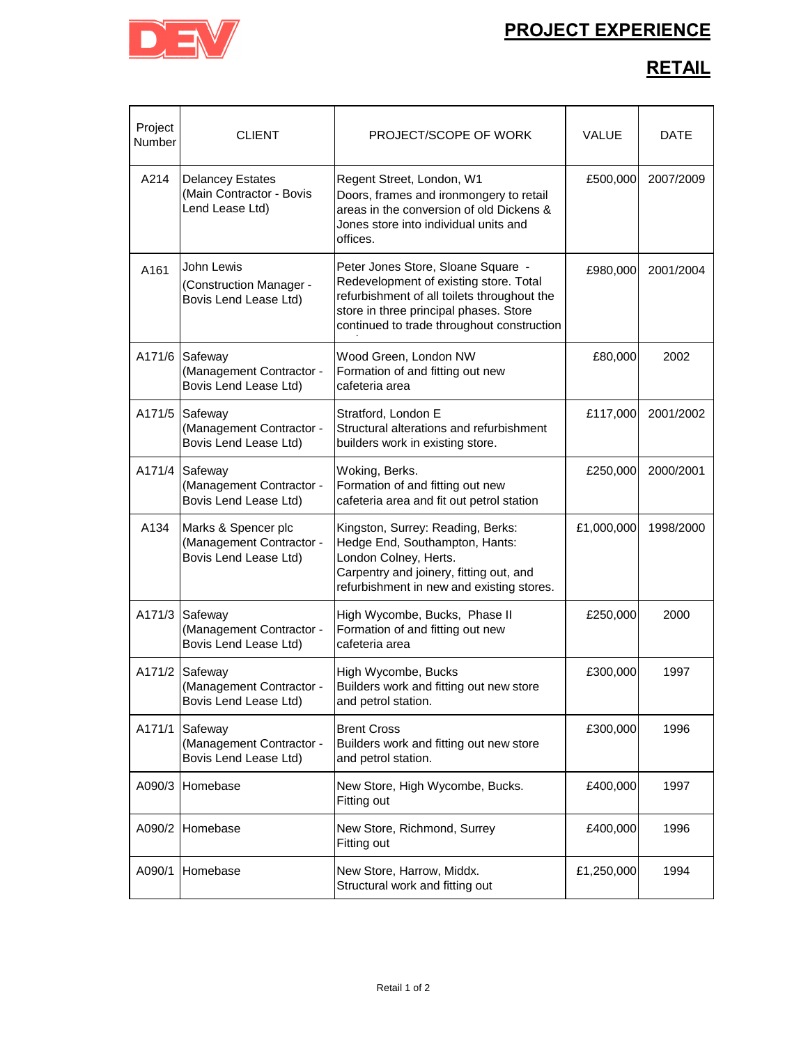# PROJECT EXPERIENCE

## RETAIL

| Project Number | CLIENT | PROJECT/SCOPE OF WORK | VALUE | DATE |
|---|---|---|---|---|
| A214 | Delancey Estates (Main Contractor - Bovis Lend Lease Ltd) | Regent Street, London, W1 Doors, frames and ironmongery to retail areas in the conversion of old Dickens & Jones store into individual units and offices. | £500,000 | 2007/2009 |
| A161 | John Lewis (Construction Manager - Bovis Lend Lease Ltd) | Peter Jones Store, Sloane Square - Redevelopment of existing store. Total refurbishment of all toilets throughout the store in three principal phases. Store continued to trade throughout construction. | £980,000 | 2001/2004 |
| A171/6 | Safeway (Management Contractor - Bovis Lend Lease Ltd) | Wood Green, London NW Formation of and fitting out new cafeteria area | £80,000 | 2002 |
| A171/5 | Safeway (Management Contractor - Bovis Lend Lease Ltd) | Stratford, London E Structural alterations and refurbishment builders work in existing store. | £117,000 | 2001/2002 |
| A171/4 | Safeway (Management Contractor - Bovis Lend Lease Ltd) | Woking, Berks. Formation of and fitting out new cafeteria area and fit out petrol station | £250,000 | 2000/2001 |
| A134 | Marks & Spencer plc (Management Contractor - Bovis Lend Lease Ltd) | Kingston, Surrey: Reading, Berks: Hedge End, Southampton, Hants: London Colney, Herts. Carpentry and joinery, fitting out, and refurbishment in new and existing stores. | £1,000,000 | 1998/2000 |
| A171/3 | Safeway (Management Contractor - Bovis Lend Lease Ltd) | High Wycombe, Bucks, Phase II Formation of and fitting out new cafeteria area | £250,000 | 2000 |
| A171/2 | Safeway (Management Contractor - Bovis Lend Lease Ltd) | High Wycombe, Bucks Builders work and fitting out new store and petrol station. | £300,000 | 1997 |
| A171/1 | Safeway (Management Contractor - Bovis Lend Lease Ltd) | Brent Cross Builders work and fitting out new store and petrol station. | £300,000 | 1996 |
| A090/3 | Homebase | New Store, High Wycombe, Bucks. Fitting out | £400,000 | 1997 |
| A090/2 | Homebase | New Store, Richmond, Surrey Fitting out | £400,000 | 1996 |
| A090/1 | Homebase | New Store, Harrow, Middx. Structural work and fitting out | £1,250,000 | 1994 |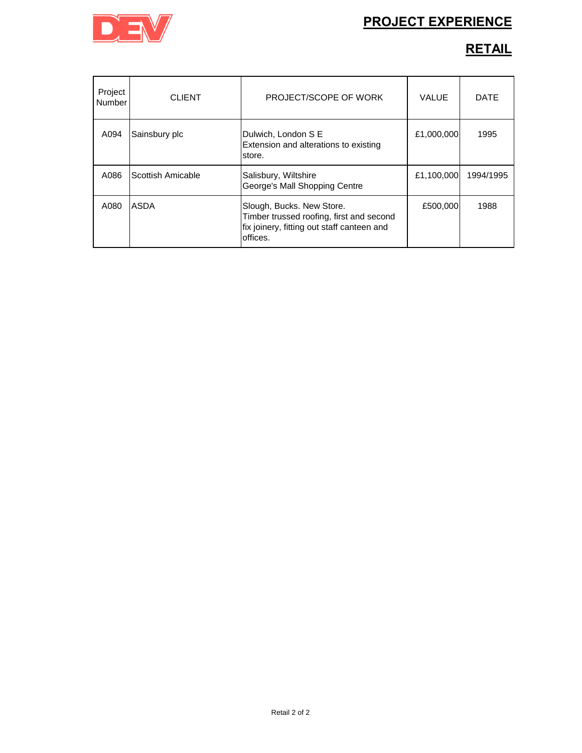DEV

# PROJECT EXPERIENCE

## RETAIL

| Project Number | CLIENT | PROJECT/SCOPE OF WORK | VALUE | DATE |
|---|---|---|---|---|
| A094 | Sainsbury plc | Dulwich, London S E<br>Extension and alterations to existing store. | £1,000,000 | 1995 |
| A086 | Scottish Amicable | Salisbury, Wiltshire<br>George's Mall Shopping Centre | £1,100,000 | 1994/1995 |
| A080 | ASDA | Slough, Bucks. New Store.<br>Timber trussed roofing, first and second fix joinery, fitting out staff canteen and offices. | £500,000 | 1988 |